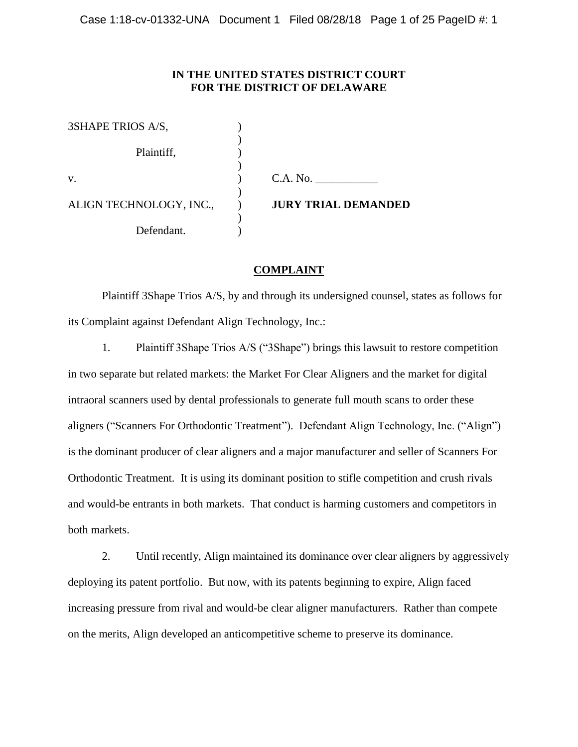**IN THE UNITED STATES DISTRICT COURT**
**FOR THE DISTRICT OF DELAWARE**

| | | |
|---|---|---|
| 3SHAPE TRIOS A/S, | ) | |
| Plaintiff, | ) | |
| v. | ) | C.A. No. ___________ |
| ALIGN TECHNOLOGY, INC., | ) | **JURY TRIAL DEMANDED** |
| Defendant. | ) | |

## COMPLAINT

Plaintiff 3Shape Trios A/S, by and through its undersigned counsel, states as follows for its Complaint against Defendant Align Technology, Inc.:

1. Plaintiff 3Shape Trios A/S ("3Shape") brings this lawsuit to restore competition in two separate but related markets: the Market For Clear Aligners and the market for digital intraoral scanners used by dental professionals to generate full mouth scans to order these aligners ("Scanners For Orthodontic Treatment"). Defendant Align Technology, Inc. ("Align") is the dominant producer of clear aligners and a major manufacturer and seller of Scanners For Orthodontic Treatment. It is using its dominant position to stifle competition and crush rivals and would-be entrants in both markets. That conduct is harming customers and competitors in both markets.

2. Until recently, Align maintained its dominance over clear aligners by aggressively deploying its patent portfolio. But now, with its patents beginning to expire, Align faced increasing pressure from rival and would-be clear aligner manufacturers. Rather than compete on the merits, Align developed an anticompetitive scheme to preserve its dominance.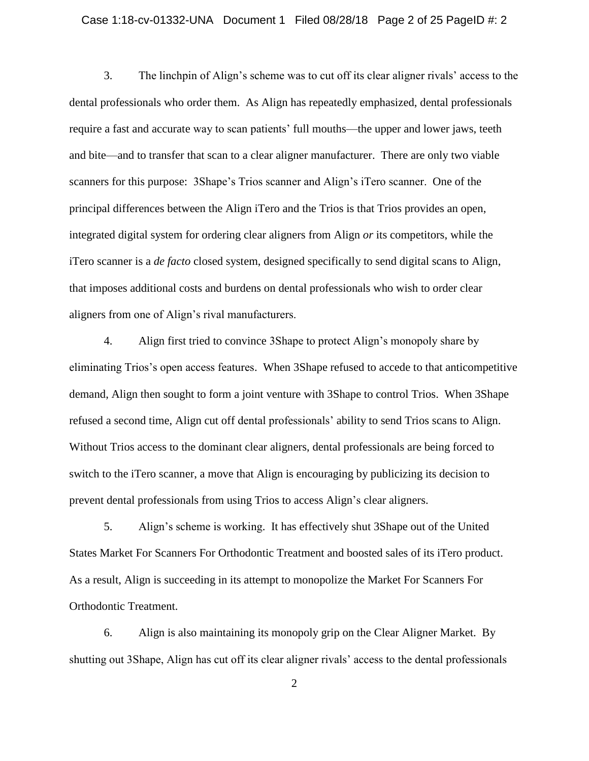3. The linchpin of Align's scheme was to cut off its clear aligner rivals' access to the dental professionals who order them. As Align has repeatedly emphasized, dental professionals require a fast and accurate way to scan patients' full mouths—the upper and lower jaws, teeth and bite—and to transfer that scan to a clear aligner manufacturer. There are only two viable scanners for this purpose: 3Shape's Trios scanner and Align's iTero scanner. One of the principal differences between the Align iTero and the Trios is that Trios provides an open, integrated digital system for ordering clear aligners from Align *or* its competitors, while the iTero scanner is a *de facto* closed system, designed specifically to send digital scans to Align, that imposes additional costs and burdens on dental professionals who wish to order clear aligners from one of Align's rival manufacturers.

4. Align first tried to convince 3Shape to protect Align's monopoly share by eliminating Trios's open access features. When 3Shape refused to accede to that anticompetitive demand, Align then sought to form a joint venture with 3Shape to control Trios. When 3Shape refused a second time, Align cut off dental professionals' ability to send Trios scans to Align. Without Trios access to the dominant clear aligners, dental professionals are being forced to switch to the iTero scanner, a move that Align is encouraging by publicizing its decision to prevent dental professionals from using Trios to access Align's clear aligners.

5. Align's scheme is working. It has effectively shut 3Shape out of the United States Market For Scanners For Orthodontic Treatment and boosted sales of its iTero product. As a result, Align is succeeding in its attempt to monopolize the Market For Scanners For Orthodontic Treatment.

6. Align is also maintaining its monopoly grip on the Clear Aligner Market. By shutting out 3Shape, Align has cut off its clear aligner rivals' access to the dental professionals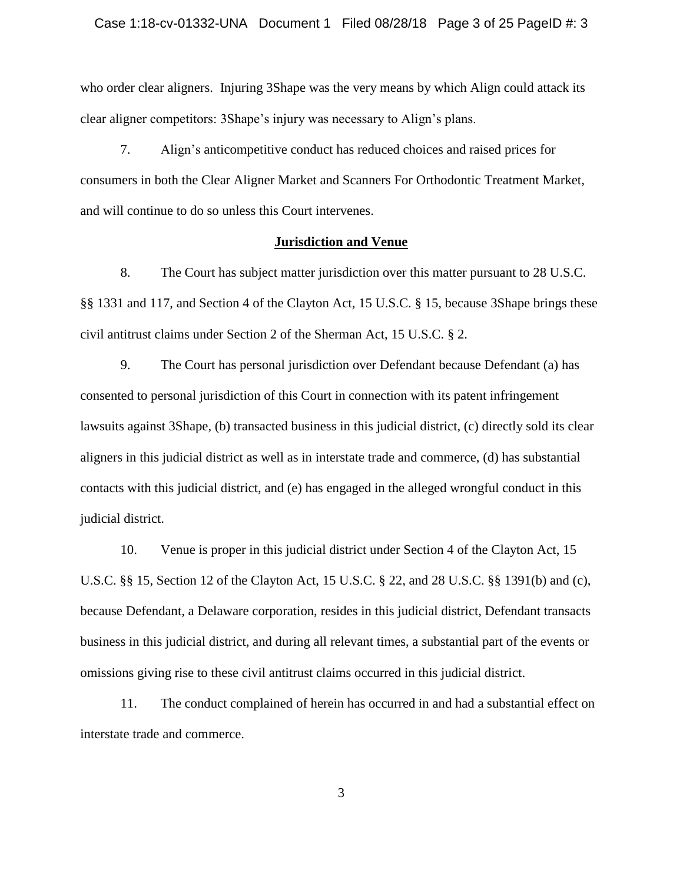who order clear aligners. Injuring 3Shape was the very means by which Align could attack its clear aligner competitors: 3Shape's injury was necessary to Align's plans.

7. Align's anticompetitive conduct has reduced choices and raised prices for consumers in both the Clear Aligner Market and Scanners For Orthodontic Treatment Market, and will continue to do so unless this Court intervenes.

## **Jurisdiction and Venue**

8. The Court has subject matter jurisdiction over this matter pursuant to 28 U.S.C. §§ 1331 and 117, and Section 4 of the Clayton Act, 15 U.S.C. § 15, because 3Shape brings these civil antitrust claims under Section 2 of the Sherman Act, 15 U.S.C. § 2.

9. The Court has personal jurisdiction over Defendant because Defendant (a) has consented to personal jurisdiction of this Court in connection with its patent infringement lawsuits against 3Shape, (b) transacted business in this judicial district, (c) directly sold its clear aligners in this judicial district as well as in interstate trade and commerce, (d) has substantial contacts with this judicial district, and (e) has engaged in the alleged wrongful conduct in this judicial district.

10. Venue is proper in this judicial district under Section 4 of the Clayton Act, 15 U.S.C. §§ 15, Section 12 of the Clayton Act, 15 U.S.C. § 22, and 28 U.S.C. §§ 1391(b) and (c), because Defendant, a Delaware corporation, resides in this judicial district, Defendant transacts business in this judicial district, and during all relevant times, a substantial part of the events or omissions giving rise to these civil antitrust claims occurred in this judicial district.

11. The conduct complained of herein has occurred in and had a substantial effect on interstate trade and commerce.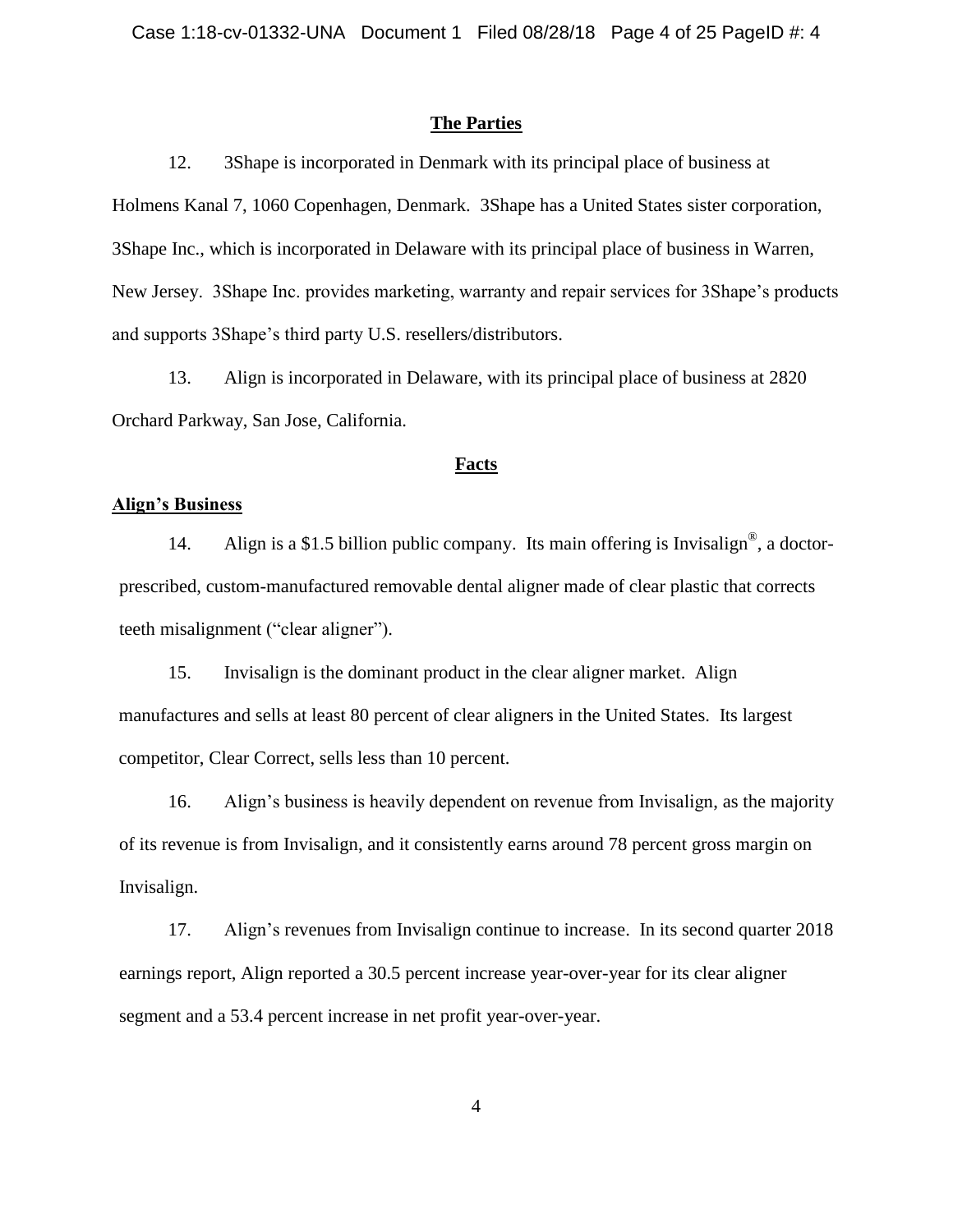## The Parties

12. 3Shape is incorporated in Denmark with its principal place of business at Holmens Kanal 7, 1060 Copenhagen, Denmark. 3Shape has a United States sister corporation, 3Shape Inc., which is incorporated in Delaware with its principal place of business in Warren, New Jersey. 3Shape Inc. provides marketing, warranty and repair services for 3Shape's products and supports 3Shape's third party U.S. resellers/distributors.

13. Align is incorporated in Delaware, with its principal place of business at 2820 Orchard Parkway, San Jose, California.

## Facts

### Align's Business

14. Align is a $1.5 billion public company. Its main offering is Invisalign®, a doctor-prescribed, custom-manufactured removable dental aligner made of clear plastic that corrects teeth misalignment ("clear aligner").

15. Invisalign is the dominant product in the clear aligner market. Align manufactures and sells at least 80 percent of clear aligners in the United States. Its largest competitor, Clear Correct, sells less than 10 percent.

16. Align's business is heavily dependent on revenue from Invisalign, as the majority of its revenue is from Invisalign, and it consistently earns around 78 percent gross margin on Invisalign.

17. Align's revenues from Invisalign continue to increase. In its second quarter 2018 earnings report, Align reported a 30.5 percent increase year-over-year for its clear aligner segment and a 53.4 percent increase in net profit year-over-year.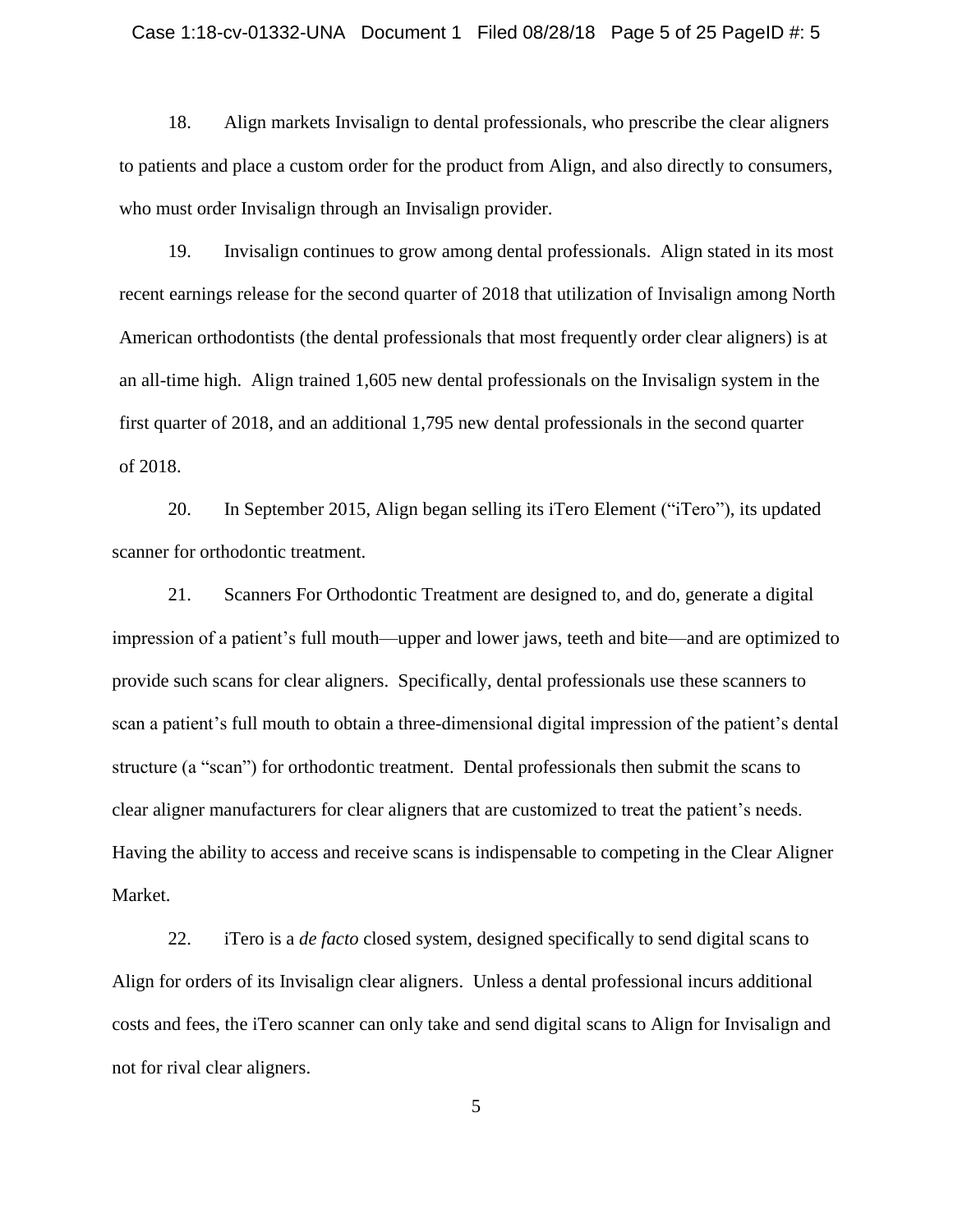18. Align markets Invisalign to dental professionals, who prescribe the clear aligners to patients and place a custom order for the product from Align, and also directly to consumers, who must order Invisalign through an Invisalign provider.

19. Invisalign continues to grow among dental professionals. Align stated in its most recent earnings release for the second quarter of 2018 that utilization of Invisalign among North American orthodontists (the dental professionals that most frequently order clear aligners) is at an all-time high. Align trained 1,605 new dental professionals on the Invisalign system in the first quarter of 2018, and an additional 1,795 new dental professionals in the second quarter of 2018.

20. In September 2015, Align began selling its iTero Element ("iTero"), its updated scanner for orthodontic treatment.

21. Scanners For Orthodontic Treatment are designed to, and do, generate a digital impression of a patient's full mouth—upper and lower jaws, teeth and bite—and are optimized to provide such scans for clear aligners. Specifically, dental professionals use these scanners to scan a patient's full mouth to obtain a three-dimensional digital impression of the patient's dental structure (a "scan") for orthodontic treatment. Dental professionals then submit the scans to clear aligner manufacturers for clear aligners that are customized to treat the patient's needs. Having the ability to access and receive scans is indispensable to competing in the Clear Aligner Market.

22. iTero is a *de facto* closed system, designed specifically to send digital scans to Align for orders of its Invisalign clear aligners. Unless a dental professional incurs additional costs and fees, the iTero scanner can only take and send digital scans to Align for Invisalign and not for rival clear aligners.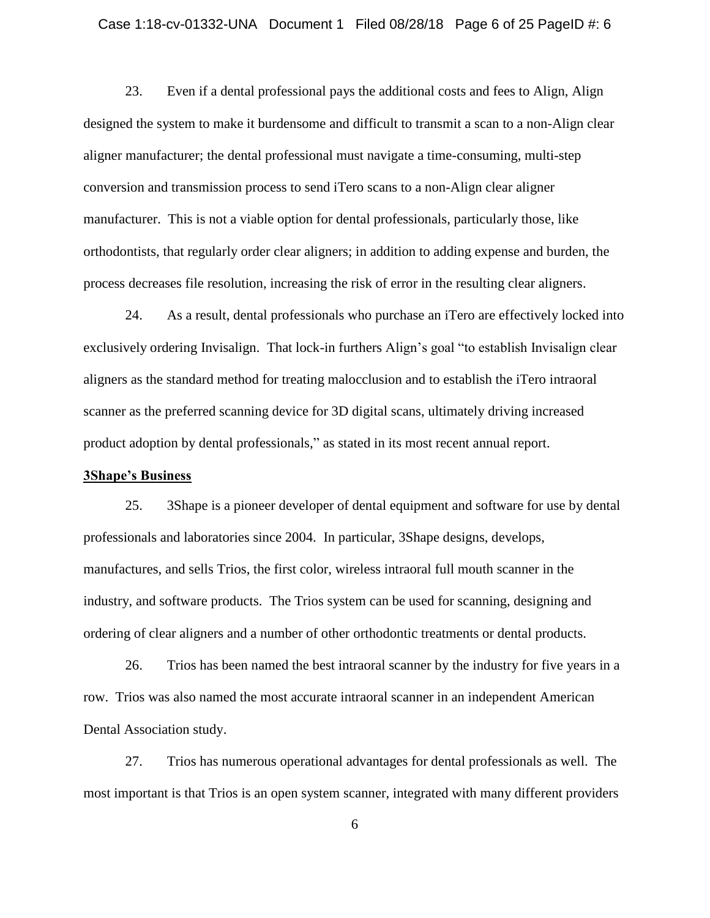23. Even if a dental professional pays the additional costs and fees to Align, Align designed the system to make it burdensome and difficult to transmit a scan to a non-Align clear aligner manufacturer; the dental professional must navigate a time-consuming, multi-step conversion and transmission process to send iTero scans to a non-Align clear aligner manufacturer. This is not a viable option for dental professionals, particularly those, like orthodontists, that regularly order clear aligners; in addition to adding expense and burden, the process decreases file resolution, increasing the risk of error in the resulting clear aligners.

24. As a result, dental professionals who purchase an iTero are effectively locked into exclusively ordering Invisalign. That lock-in furthers Align's goal "to establish Invisalign clear aligners as the standard method for treating malocclusion and to establish the iTero intraoral scanner as the preferred scanning device for 3D digital scans, ultimately driving increased product adoption by dental professionals," as stated in its most recent annual report.

**3Shape's Business**

25. 3Shape is a pioneer developer of dental equipment and software for use by dental professionals and laboratories since 2004. In particular, 3Shape designs, develops, manufactures, and sells Trios, the first color, wireless intraoral full mouth scanner in the industry, and software products. The Trios system can be used for scanning, designing and ordering of clear aligners and a number of other orthodontic treatments or dental products.

26. Trios has been named the best intraoral scanner by the industry for five years in a row. Trios was also named the most accurate intraoral scanner in an independent American Dental Association study.

27. Trios has numerous operational advantages for dental professionals as well. The most important is that Trios is an open system scanner, integrated with many different providers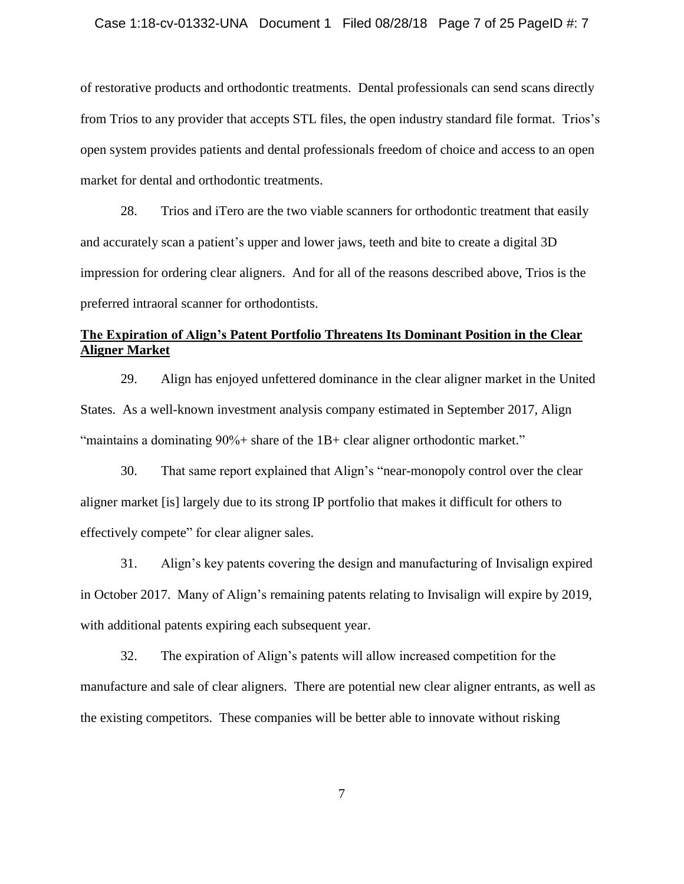of restorative products and orthodontic treatments. Dental professionals can send scans directly from Trios to any provider that accepts STL files, the open industry standard file format. Trios's open system provides patients and dental professionals freedom of choice and access to an open market for dental and orthodontic treatments.

28. Trios and iTero are the two viable scanners for orthodontic treatment that easily and accurately scan a patient's upper and lower jaws, teeth and bite to create a digital 3D impression for ordering clear aligners. And for all of the reasons described above, Trios is the preferred intraoral scanner for orthodontists.

**The Expiration of Align's Patent Portfolio Threatens Its Dominant Position in the Clear Aligner Market**

29. Align has enjoyed unfettered dominance in the clear aligner market in the United States. As a well-known investment analysis company estimated in September 2017, Align "maintains a dominating 90%+ share of the 1B+ clear aligner orthodontic market."

30. That same report explained that Align's "near-monopoly control over the clear aligner market [is] largely due to its strong IP portfolio that makes it difficult for others to effectively compete" for clear aligner sales.

31. Align's key patents covering the design and manufacturing of Invisalign expired in October 2017. Many of Align's remaining patents relating to Invisalign will expire by 2019, with additional patents expiring each subsequent year.

32. The expiration of Align's patents will allow increased competition for the manufacture and sale of clear aligners. There are potential new clear aligner entrants, as well as the existing competitors. These companies will be better able to innovate without risking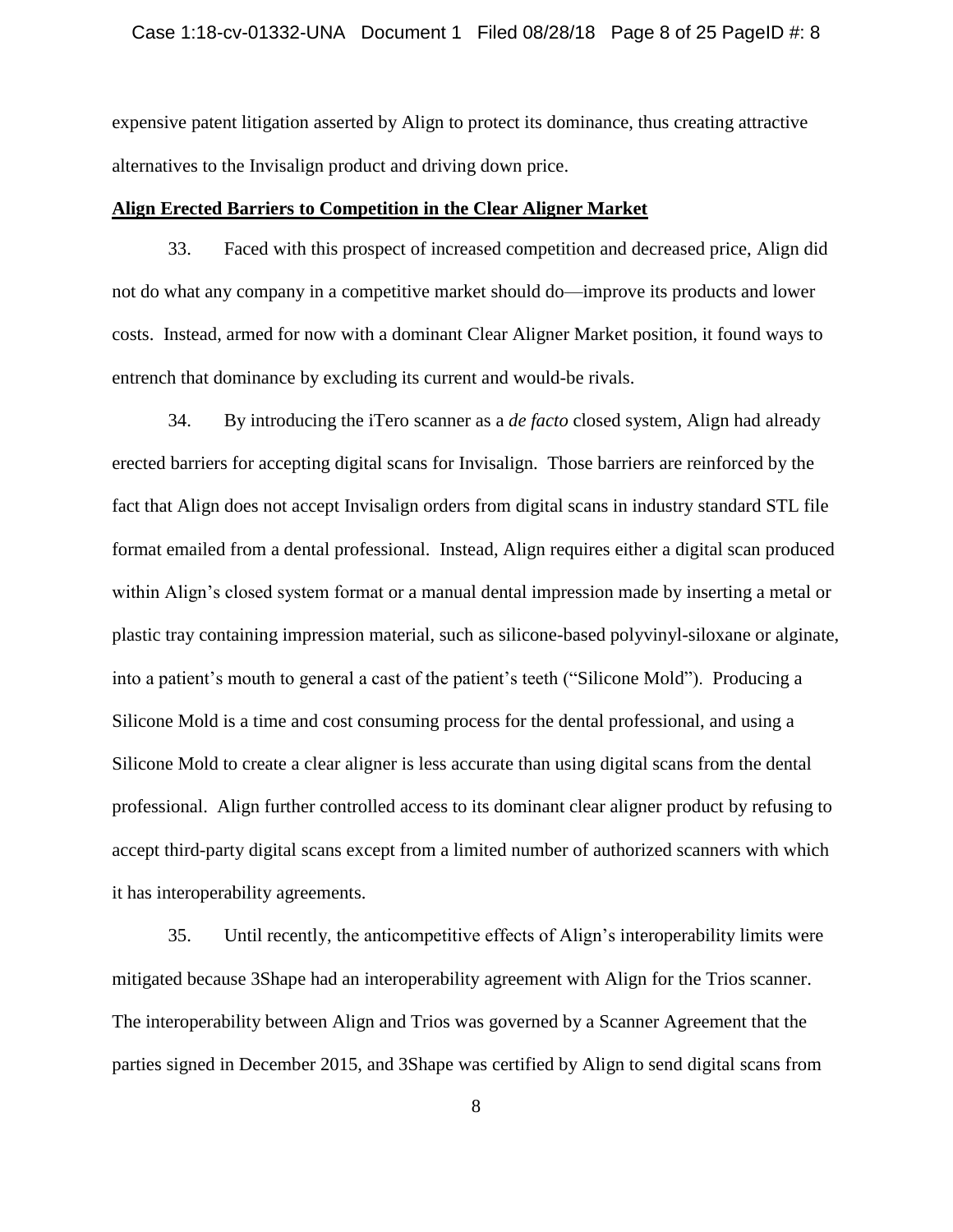expensive patent litigation asserted by Align to protect its dominance, thus creating attractive alternatives to the Invisalign product and driving down price.

**Align Erected Barriers to Competition in the Clear Aligner Market**

33. Faced with this prospect of increased competition and decreased price, Align did not do what any company in a competitive market should do—improve its products and lower costs. Instead, armed for now with a dominant Clear Aligner Market position, it found ways to entrench that dominance by excluding its current and would-be rivals.

34. By introducing the iTero scanner as a *de facto* closed system, Align had already erected barriers for accepting digital scans for Invisalign. Those barriers are reinforced by the fact that Align does not accept Invisalign orders from digital scans in industry standard STL file format emailed from a dental professional. Instead, Align requires either a digital scan produced within Align's closed system format or a manual dental impression made by inserting a metal or plastic tray containing impression material, such as silicone-based polyvinyl-siloxane or alginate, into a patient's mouth to general a cast of the patient's teeth ("Silicone Mold"). Producing a Silicone Mold is a time and cost consuming process for the dental professional, and using a Silicone Mold to create a clear aligner is less accurate than using digital scans from the dental professional. Align further controlled access to its dominant clear aligner product by refusing to accept third-party digital scans except from a limited number of authorized scanners with which it has interoperability agreements.

35. Until recently, the anticompetitive effects of Align's interoperability limits were mitigated because 3Shape had an interoperability agreement with Align for the Trios scanner. The interoperability between Align and Trios was governed by a Scanner Agreement that the parties signed in December 2015, and 3Shape was certified by Align to send digital scans from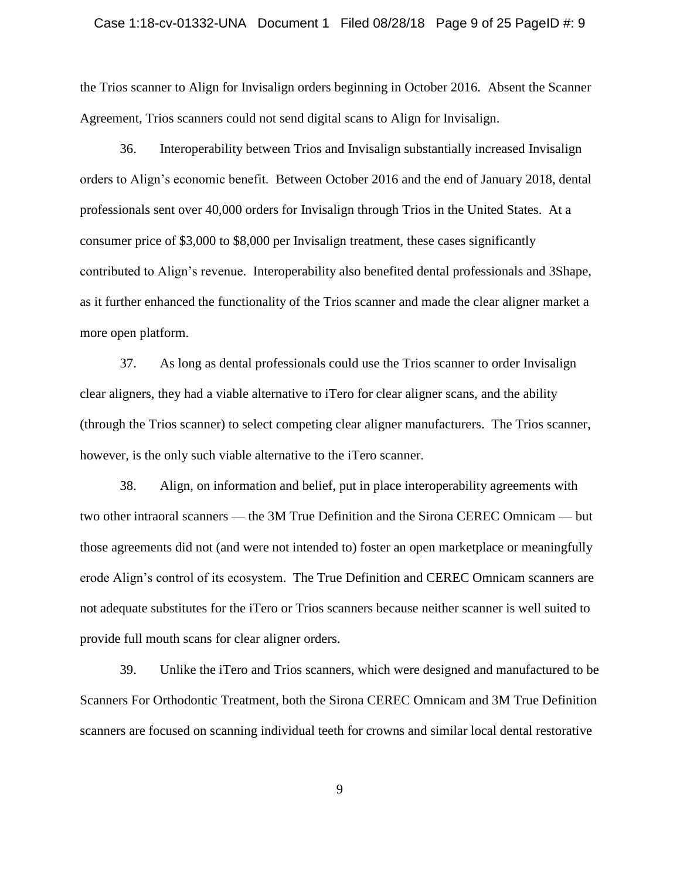the Trios scanner to Align for Invisalign orders beginning in October 2016. Absent the Scanner Agreement, Trios scanners could not send digital scans to Align for Invisalign.

36. Interoperability between Trios and Invisalign substantially increased Invisalign orders to Align's economic benefit. Between October 2016 and the end of January 2018, dental professionals sent over 40,000 orders for Invisalign through Trios in the United States. At a consumer price of $3,000 to $8,000 per Invisalign treatment, these cases significantly contributed to Align's revenue. Interoperability also benefited dental professionals and 3Shape, as it further enhanced the functionality of the Trios scanner and made the clear aligner market a more open platform.

37. As long as dental professionals could use the Trios scanner to order Invisalign clear aligners, they had a viable alternative to iTero for clear aligner scans, and the ability (through the Trios scanner) to select competing clear aligner manufacturers. The Trios scanner, however, is the only such viable alternative to the iTero scanner.

38. Align, on information and belief, put in place interoperability agreements with two other intraoral scanners — the 3M True Definition and the Sirona CEREC Omnicam — but those agreements did not (and were not intended to) foster an open marketplace or meaningfully erode Align's control of its ecosystem. The True Definition and CEREC Omnicam scanners are not adequate substitutes for the iTero or Trios scanners because neither scanner is well suited to provide full mouth scans for clear aligner orders.

39. Unlike the iTero and Trios scanners, which were designed and manufactured to be Scanners For Orthodontic Treatment, both the Sirona CEREC Omnicam and 3M True Definition scanners are focused on scanning individual teeth for crowns and similar local dental restorative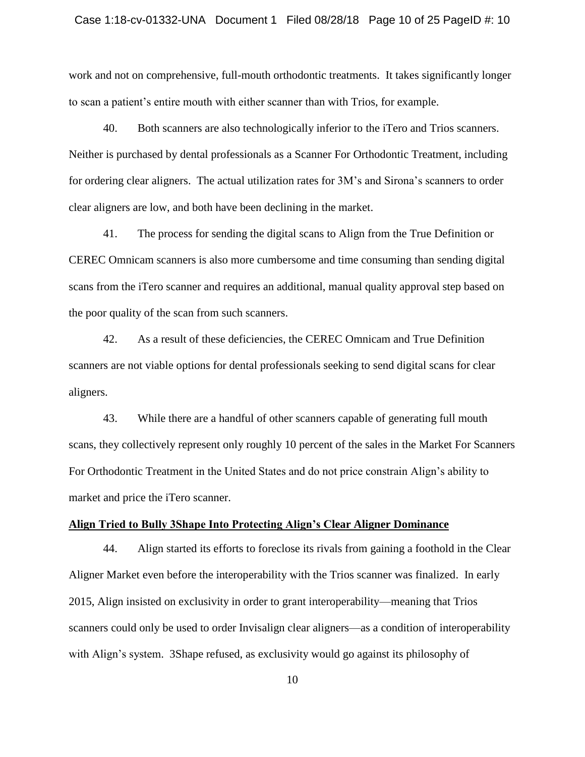work and not on comprehensive, full-mouth orthodontic treatments. It takes significantly longer to scan a patient's entire mouth with either scanner than with Trios, for example.

40. Both scanners are also technologically inferior to the iTero and Trios scanners. Neither is purchased by dental professionals as a Scanner For Orthodontic Treatment, including for ordering clear aligners. The actual utilization rates for 3M's and Sirona's scanners to order clear aligners are low, and both have been declining in the market.

41. The process for sending the digital scans to Align from the True Definition or CEREC Omnicam scanners is also more cumbersome and time consuming than sending digital scans from the iTero scanner and requires an additional, manual quality approval step based on the poor quality of the scan from such scanners.

42. As a result of these deficiencies, the CEREC Omnicam and True Definition scanners are not viable options for dental professionals seeking to send digital scans for clear aligners.

43. While there are a handful of other scanners capable of generating full mouth scans, they collectively represent only roughly 10 percent of the sales in the Market For Scanners For Orthodontic Treatment in the United States and do not price constrain Align's ability to market and price the iTero scanner.

**Align Tried to Bully 3Shape Into Protecting Align's Clear Aligner Dominance**

44. Align started its efforts to foreclose its rivals from gaining a foothold in the Clear Aligner Market even before the interoperability with the Trios scanner was finalized. In early 2015, Align insisted on exclusivity in order to grant interoperability—meaning that Trios scanners could only be used to order Invisalign clear aligners—as a condition of interoperability with Align's system. 3Shape refused, as exclusivity would go against its philosophy of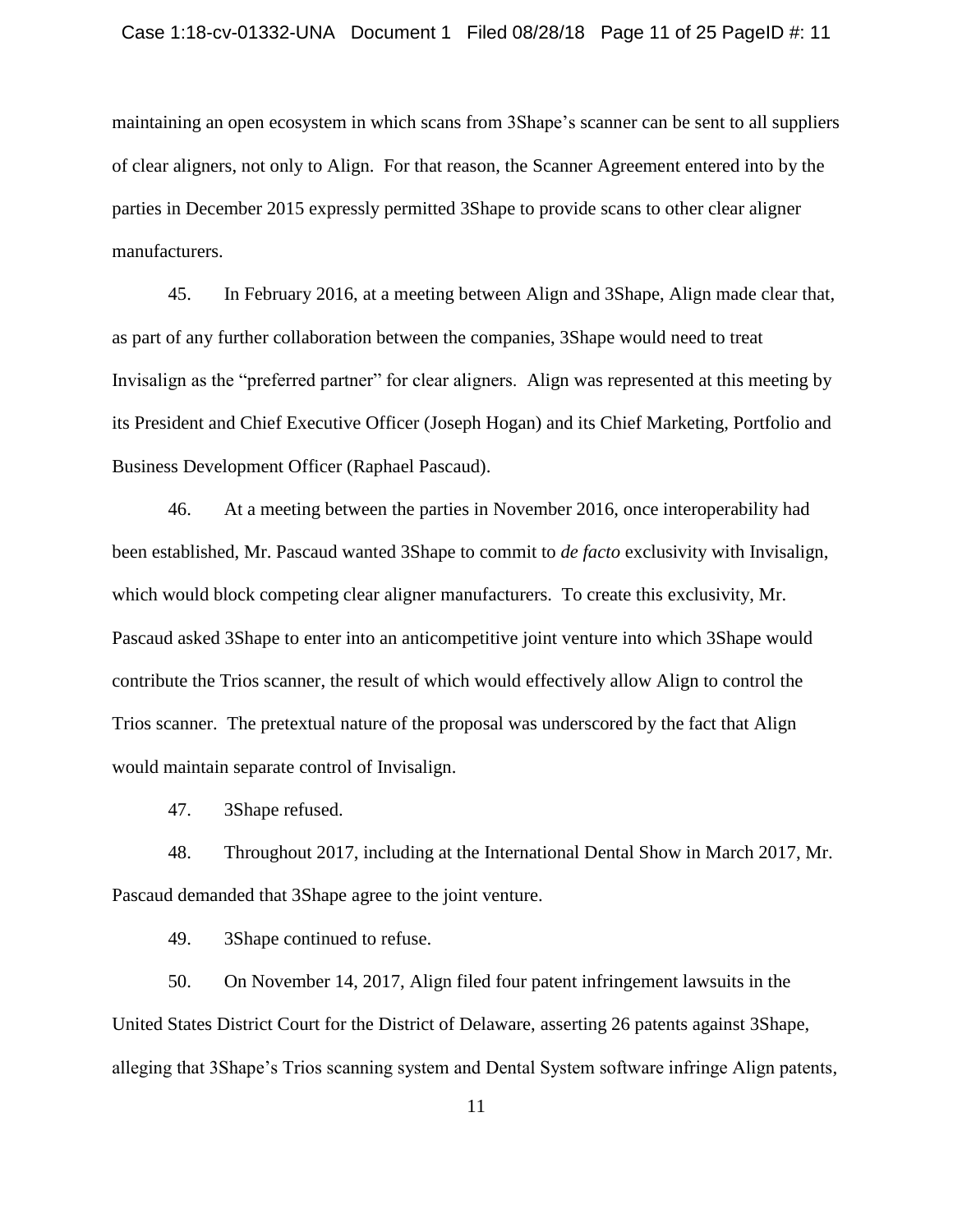maintaining an open ecosystem in which scans from 3Shape's scanner can be sent to all suppliers of clear aligners, not only to Align. For that reason, the Scanner Agreement entered into by the parties in December 2015 expressly permitted 3Shape to provide scans to other clear aligner manufacturers.

45. In February 2016, at a meeting between Align and 3Shape, Align made clear that, as part of any further collaboration between the companies, 3Shape would need to treat Invisalign as the "preferred partner" for clear aligners. Align was represented at this meeting by its President and Chief Executive Officer (Joseph Hogan) and its Chief Marketing, Portfolio and Business Development Officer (Raphael Pascaud).

46. At a meeting between the parties in November 2016, once interoperability had been established, Mr. Pascaud wanted 3Shape to commit to *de facto* exclusivity with Invisalign, which would block competing clear aligner manufacturers. To create this exclusivity, Mr. Pascaud asked 3Shape to enter into an anticompetitive joint venture into which 3Shape would contribute the Trios scanner, the result of which would effectively allow Align to control the Trios scanner. The pretextual nature of the proposal was underscored by the fact that Align would maintain separate control of Invisalign.

47. 3Shape refused.

48. Throughout 2017, including at the International Dental Show in March 2017, Mr. Pascaud demanded that 3Shape agree to the joint venture.

49. 3Shape continued to refuse.

50. On November 14, 2017, Align filed four patent infringement lawsuits in the United States District Court for the District of Delaware, asserting 26 patents against 3Shape, alleging that 3Shape's Trios scanning system and Dental System software infringe Align patents,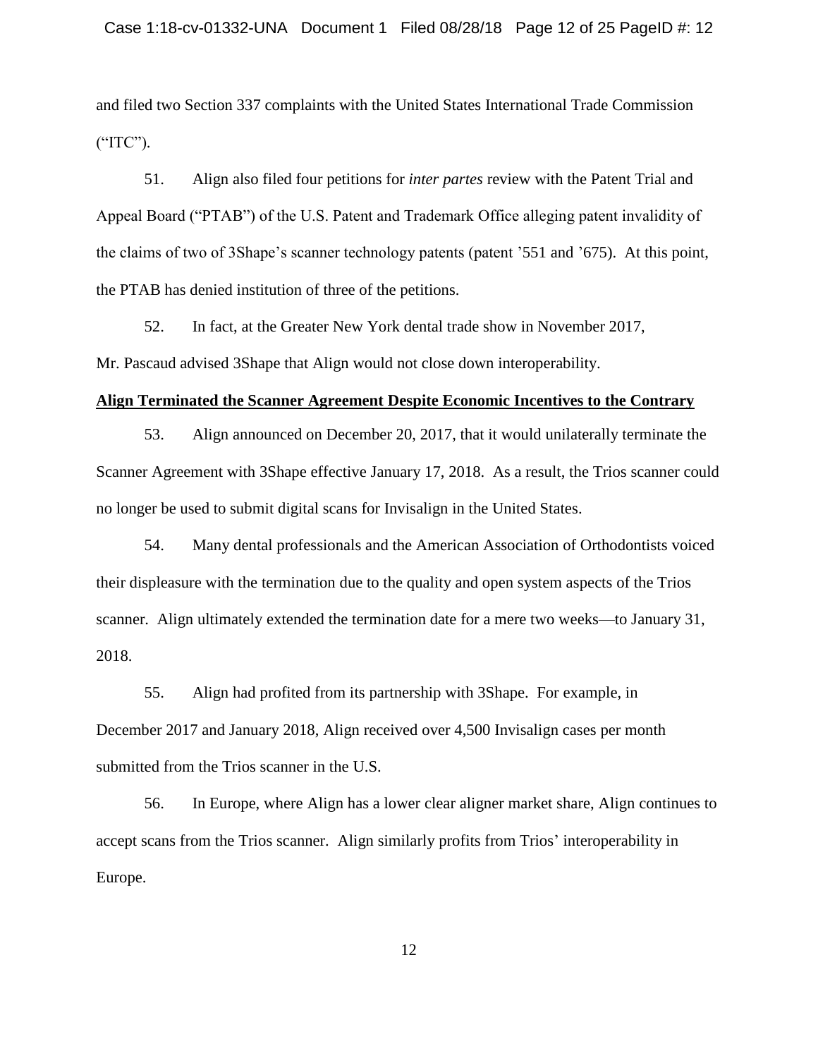and filed two Section 337 complaints with the United States International Trade Commission ("ITC").

51. Align also filed four petitions for *inter partes* review with the Patent Trial and Appeal Board ("PTAB") of the U.S. Patent and Trademark Office alleging patent invalidity of the claims of two of 3Shape's scanner technology patents (patent '551 and '675). At this point, the PTAB has denied institution of three of the petitions.

52. In fact, at the Greater New York dental trade show in November 2017, Mr. Pascaud advised 3Shape that Align would not close down interoperability.

**Align Terminated the Scanner Agreement Despite Economic Incentives to the Contrary**

53. Align announced on December 20, 2017, that it would unilaterally terminate the Scanner Agreement with 3Shape effective January 17, 2018. As a result, the Trios scanner could no longer be used to submit digital scans for Invisalign in the United States.

54. Many dental professionals and the American Association of Orthodontists voiced their displeasure with the termination due to the quality and open system aspects of the Trios scanner. Align ultimately extended the termination date for a mere two weeks—to January 31, 2018.

55. Align had profited from its partnership with 3Shape. For example, in December 2017 and January 2018, Align received over 4,500 Invisalign cases per month submitted from the Trios scanner in the U.S.

56. In Europe, where Align has a lower clear aligner market share, Align continues to accept scans from the Trios scanner. Align similarly profits from Trios' interoperability in Europe.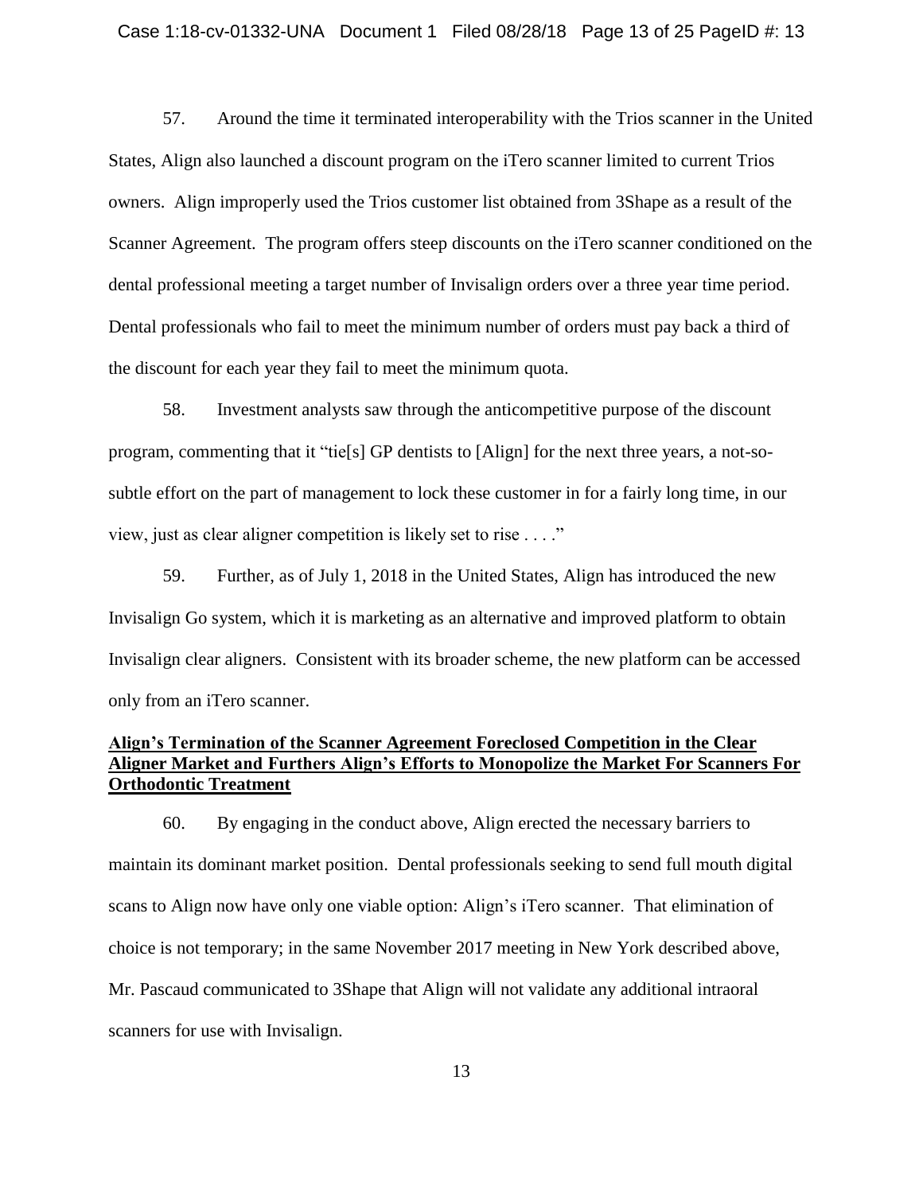57. Around the time it terminated interoperability with the Trios scanner in the United States, Align also launched a discount program on the iTero scanner limited to current Trios owners. Align improperly used the Trios customer list obtained from 3Shape as a result of the Scanner Agreement. The program offers steep discounts on the iTero scanner conditioned on the dental professional meeting a target number of Invisalign orders over a three year time period. Dental professionals who fail to meet the minimum number of orders must pay back a third of the discount for each year they fail to meet the minimum quota.

58. Investment analysts saw through the anticompetitive purpose of the discount program, commenting that it "tie[s] GP dentists to [Align] for the next three years, a not-so-subtle effort on the part of management to lock these customer in for a fairly long time, in our view, just as clear aligner competition is likely set to rise . . . ."

59. Further, as of July 1, 2018 in the United States, Align has introduced the new Invisalign Go system, which it is marketing as an alternative and improved platform to obtain Invisalign clear aligners. Consistent with its broader scheme, the new platform can be accessed only from an iTero scanner.

**Align's Termination of the Scanner Agreement Foreclosed Competition in the Clear Aligner Market and Furthers Align's Efforts to Monopolize the Market For Scanners For Orthodontic Treatment**

60. By engaging in the conduct above, Align erected the necessary barriers to maintain its dominant market position. Dental professionals seeking to send full mouth digital scans to Align now have only one viable option: Align's iTero scanner. That elimination of choice is not temporary; in the same November 2017 meeting in New York described above, Mr. Pascaud communicated to 3Shape that Align will not validate any additional intraoral scanners for use with Invisalign.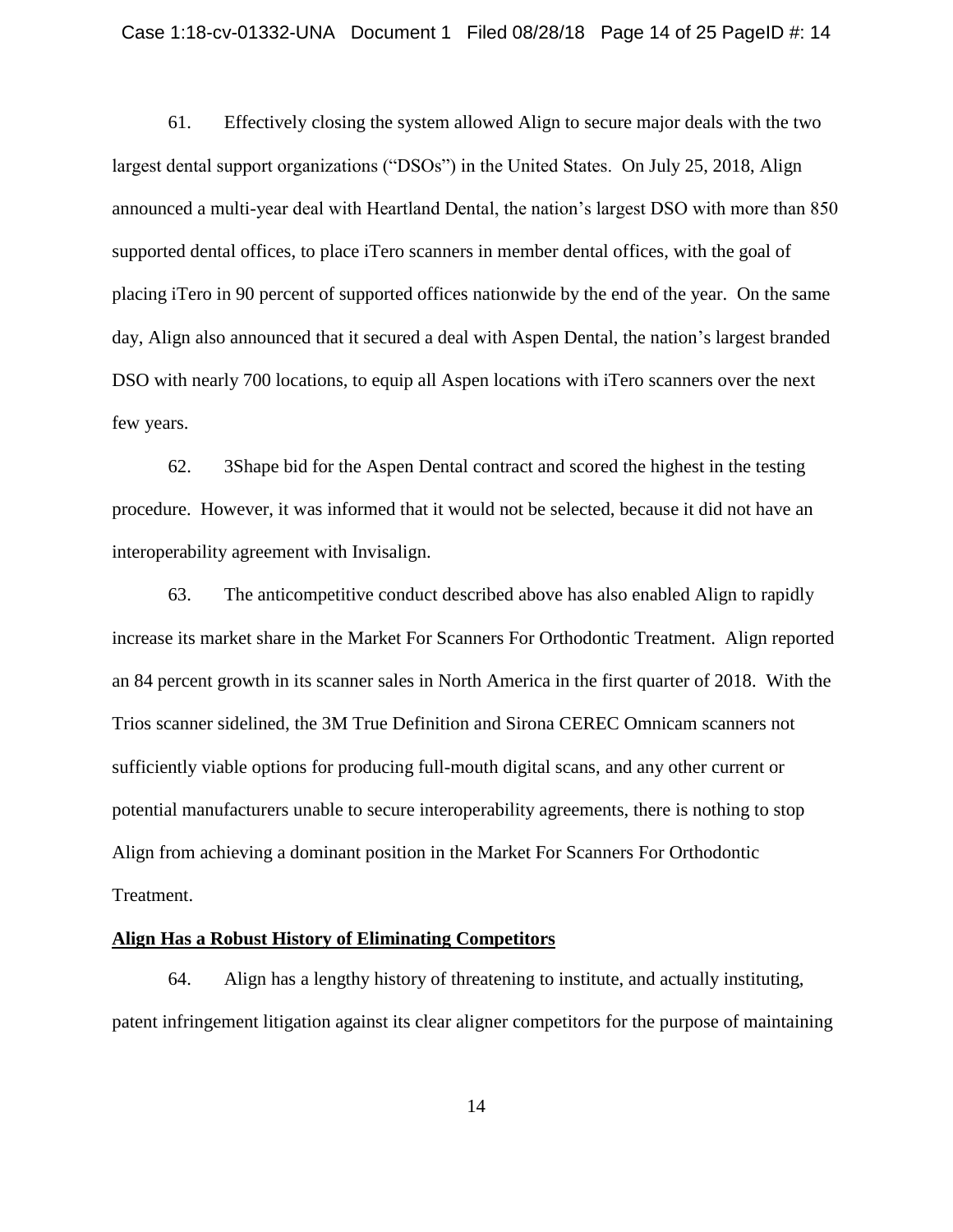61. Effectively closing the system allowed Align to secure major deals with the two largest dental support organizations ("DSOs") in the United States. On July 25, 2018, Align announced a multi-year deal with Heartland Dental, the nation's largest DSO with more than 850 supported dental offices, to place iTero scanners in member dental offices, with the goal of placing iTero in 90 percent of supported offices nationwide by the end of the year. On the same day, Align also announced that it secured a deal with Aspen Dental, the nation's largest branded DSO with nearly 700 locations, to equip all Aspen locations with iTero scanners over the next few years.

62. 3Shape bid for the Aspen Dental contract and scored the highest in the testing procedure. However, it was informed that it would not be selected, because it did not have an interoperability agreement with Invisalign.

63. The anticompetitive conduct described above has also enabled Align to rapidly increase its market share in the Market For Scanners For Orthodontic Treatment. Align reported an 84 percent growth in its scanner sales in North America in the first quarter of 2018. With the Trios scanner sidelined, the 3M True Definition and Sirona CEREC Omnicam scanners not sufficiently viable options for producing full-mouth digital scans, and any other current or potential manufacturers unable to secure interoperability agreements, there is nothing to stop Align from achieving a dominant position in the Market For Scanners For Orthodontic Treatment.

**Align Has a Robust History of Eliminating Competitors**

64. Align has a lengthy history of threatening to institute, and actually instituting, patent infringement litigation against its clear aligner competitors for the purpose of maintaining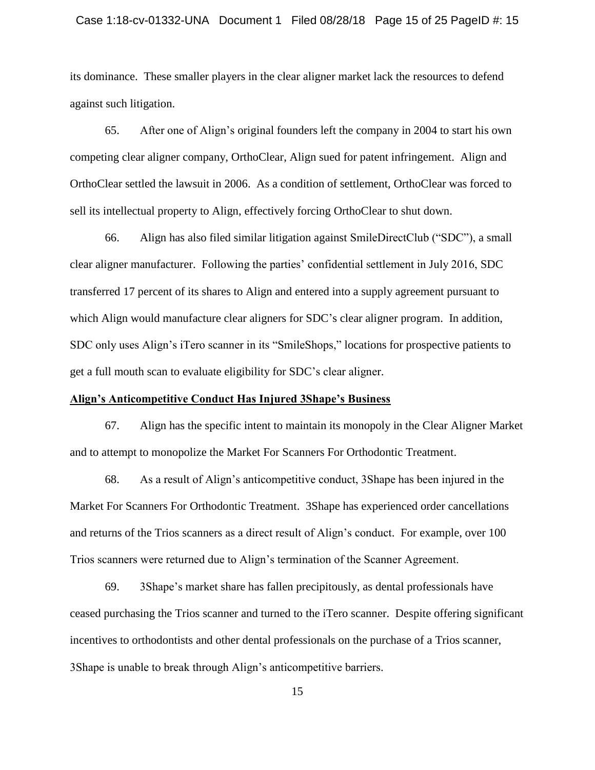its dominance. These smaller players in the clear aligner market lack the resources to defend against such litigation.

65. After one of Align's original founders left the company in 2004 to start his own competing clear aligner company, OrthoClear, Align sued for patent infringement. Align and OrthoClear settled the lawsuit in 2006. As a condition of settlement, OrthoClear was forced to sell its intellectual property to Align, effectively forcing OrthoClear to shut down.

66. Align has also filed similar litigation against SmileDirectClub ("SDC"), a small clear aligner manufacturer. Following the parties' confidential settlement in July 2016, SDC transferred 17 percent of its shares to Align and entered into a supply agreement pursuant to which Align would manufacture clear aligners for SDC's clear aligner program. In addition, SDC only uses Align's iTero scanner in its "SmileShops," locations for prospective patients to get a full mouth scan to evaluate eligibility for SDC's clear aligner.

**Align's Anticompetitive Conduct Has Injured 3Shape's Business**

67. Align has the specific intent to maintain its monopoly in the Clear Aligner Market and to attempt to monopolize the Market For Scanners For Orthodontic Treatment.

68. As a result of Align's anticompetitive conduct, 3Shape has been injured in the Market For Scanners For Orthodontic Treatment. 3Shape has experienced order cancellations and returns of the Trios scanners as a direct result of Align's conduct. For example, over 100 Trios scanners were returned due to Align's termination of the Scanner Agreement.

69. 3Shape's market share has fallen precipitously, as dental professionals have ceased purchasing the Trios scanner and turned to the iTero scanner. Despite offering significant incentives to orthodontists and other dental professionals on the purchase of a Trios scanner, 3Shape is unable to break through Align's anticompetitive barriers.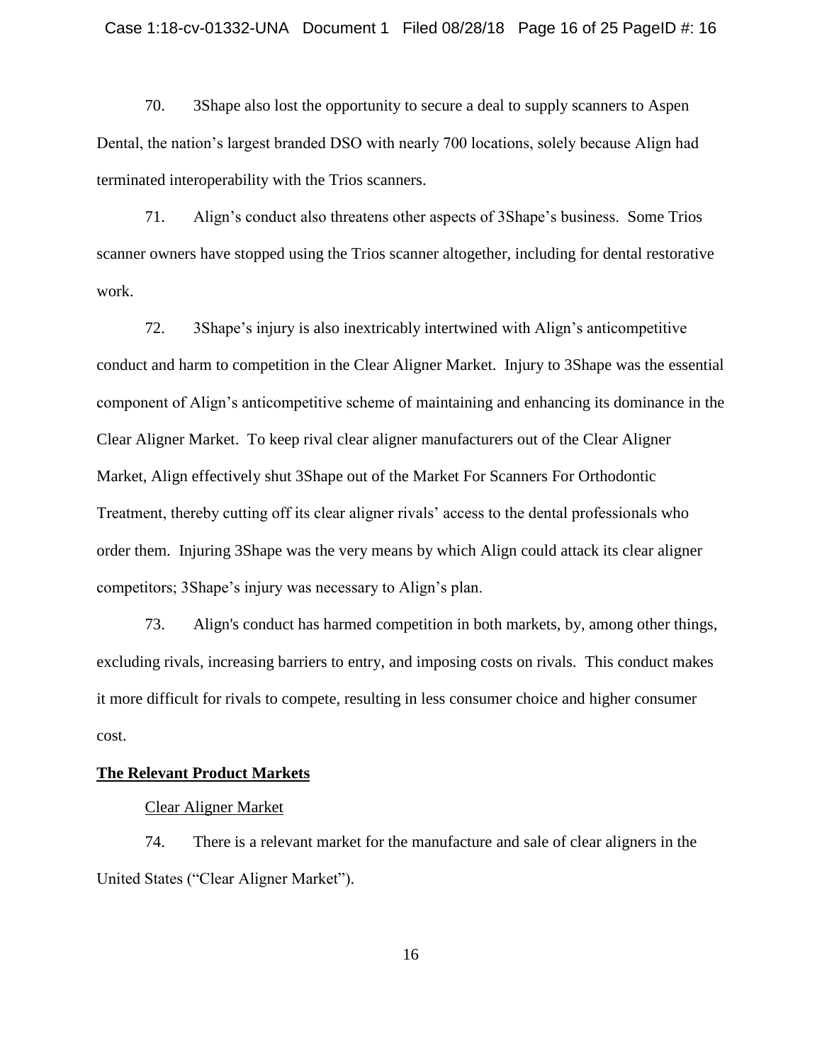70. 3Shape also lost the opportunity to secure a deal to supply scanners to Aspen Dental, the nation's largest branded DSO with nearly 700 locations, solely because Align had terminated interoperability with the Trios scanners.

71. Align's conduct also threatens other aspects of 3Shape's business. Some Trios scanner owners have stopped using the Trios scanner altogether, including for dental restorative work.

72. 3Shape's injury is also inextricably intertwined with Align's anticompetitive conduct and harm to competition in the Clear Aligner Market. Injury to 3Shape was the essential component of Align's anticompetitive scheme of maintaining and enhancing its dominance in the Clear Aligner Market. To keep rival clear aligner manufacturers out of the Clear Aligner Market, Align effectively shut 3Shape out of the Market For Scanners For Orthodontic Treatment, thereby cutting off its clear aligner rivals' access to the dental professionals who order them. Injuring 3Shape was the very means by which Align could attack its clear aligner competitors; 3Shape's injury was necessary to Align's plan.

73. Align's conduct has harmed competition in both markets, by, among other things, excluding rivals, increasing barriers to entry, and imposing costs on rivals. This conduct makes it more difficult for rivals to compete, resulting in less consumer choice and higher consumer cost.

## **<u>The Relevant Product Markets</u>**

### <u>Clear Aligner Market</u>

74. There is a relevant market for the manufacture and sale of clear aligners in the United States ("Clear Aligner Market").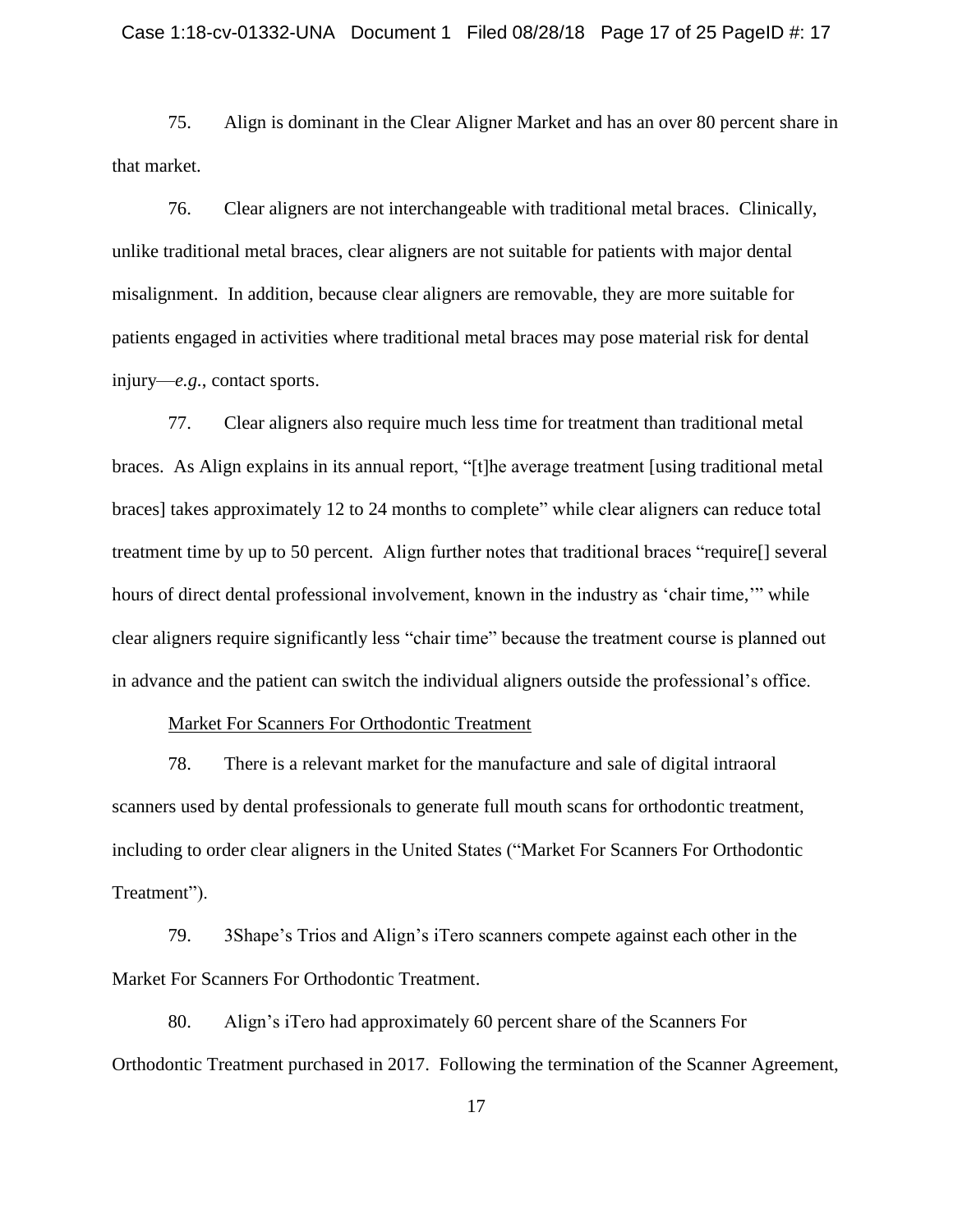75. Align is dominant in the Clear Aligner Market and has an over 80 percent share in that market.

76. Clear aligners are not interchangeable with traditional metal braces. Clinically, unlike traditional metal braces, clear aligners are not suitable for patients with major dental misalignment. In addition, because clear aligners are removable, they are more suitable for patients engaged in activities where traditional metal braces may pose material risk for dental injury—*e.g.*, contact sports.

77. Clear aligners also require much less time for treatment than traditional metal braces. As Align explains in its annual report, "[t]he average treatment [using traditional metal braces] takes approximately 12 to 24 months to complete" while clear aligners can reduce total treatment time by up to 50 percent. Align further notes that traditional braces "require[] several hours of direct dental professional involvement, known in the industry as 'chair time,'" while clear aligners require significantly less "chair time" because the treatment course is planned out in advance and the patient can switch the individual aligners outside the professional's office.

<u>Market For Scanners For Orthodontic Treatment</u>

78. There is a relevant market for the manufacture and sale of digital intraoral scanners used by dental professionals to generate full mouth scans for orthodontic treatment, including to order clear aligners in the United States ("Market For Scanners For Orthodontic Treatment").

79. 3Shape's Trios and Align's iTero scanners compete against each other in the Market For Scanners For Orthodontic Treatment.

80. Align's iTero had approximately 60 percent share of the Scanners For Orthodontic Treatment purchased in 2017. Following the termination of the Scanner Agreement,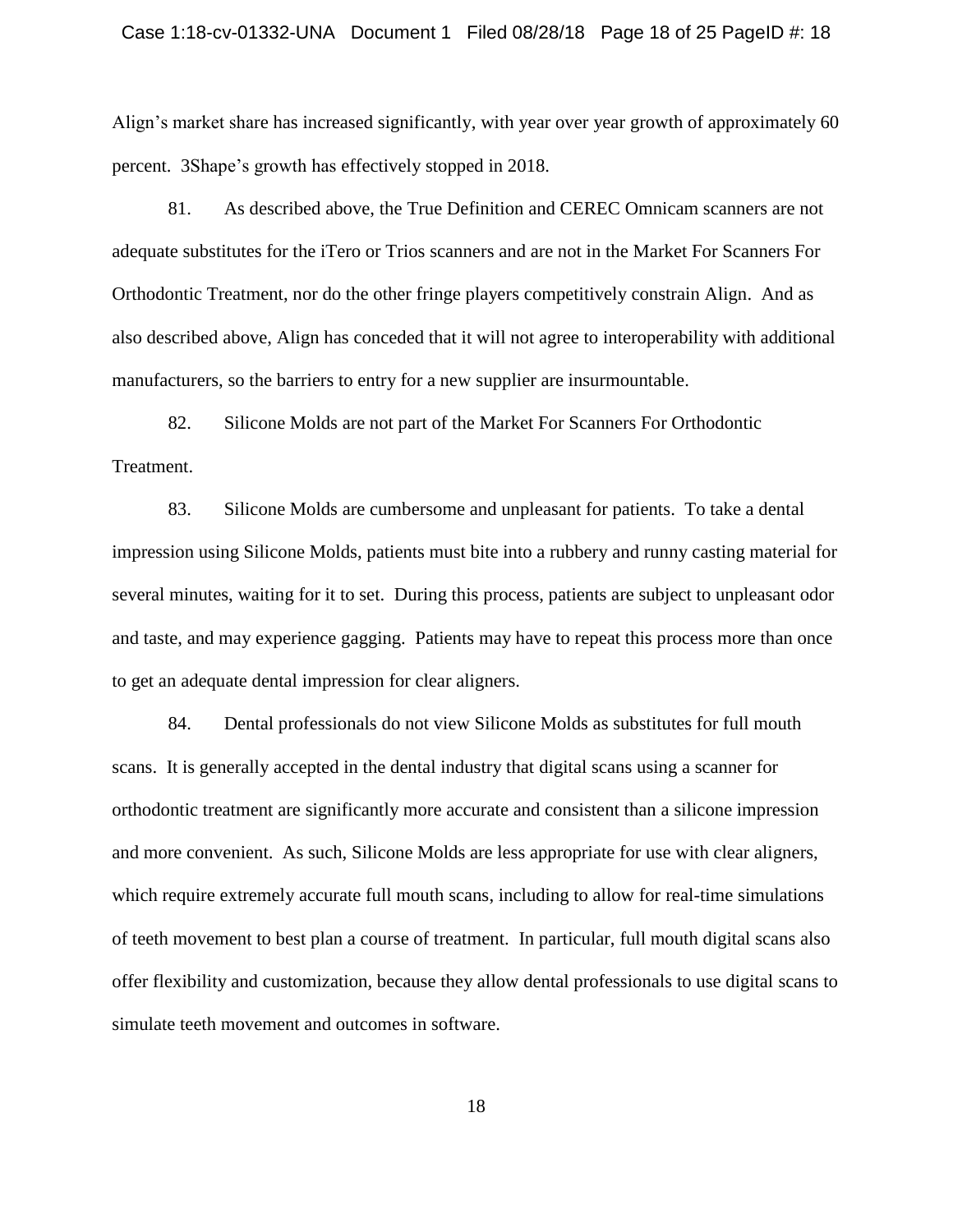Align's market share has increased significantly, with year over year growth of approximately 60 percent. 3Shape's growth has effectively stopped in 2018.

81. As described above, the True Definition and CEREC Omnicam scanners are not adequate substitutes for the iTero or Trios scanners and are not in the Market For Scanners For Orthodontic Treatment, nor do the other fringe players competitively constrain Align. And as also described above, Align has conceded that it will not agree to interoperability with additional manufacturers, so the barriers to entry for a new supplier are insurmountable.

82. Silicone Molds are not part of the Market For Scanners For Orthodontic Treatment.

83. Silicone Molds are cumbersome and unpleasant for patients. To take a dental impression using Silicone Molds, patients must bite into a rubbery and runny casting material for several minutes, waiting for it to set. During this process, patients are subject to unpleasant odor and taste, and may experience gagging. Patients may have to repeat this process more than once to get an adequate dental impression for clear aligners.

84. Dental professionals do not view Silicone Molds as substitutes for full mouth scans. It is generally accepted in the dental industry that digital scans using a scanner for orthodontic treatment are significantly more accurate and consistent than a silicone impression and more convenient. As such, Silicone Molds are less appropriate for use with clear aligners, which require extremely accurate full mouth scans, including to allow for real-time simulations of teeth movement to best plan a course of treatment. In particular, full mouth digital scans also offer flexibility and customization, because they allow dental professionals to use digital scans to simulate teeth movement and outcomes in software.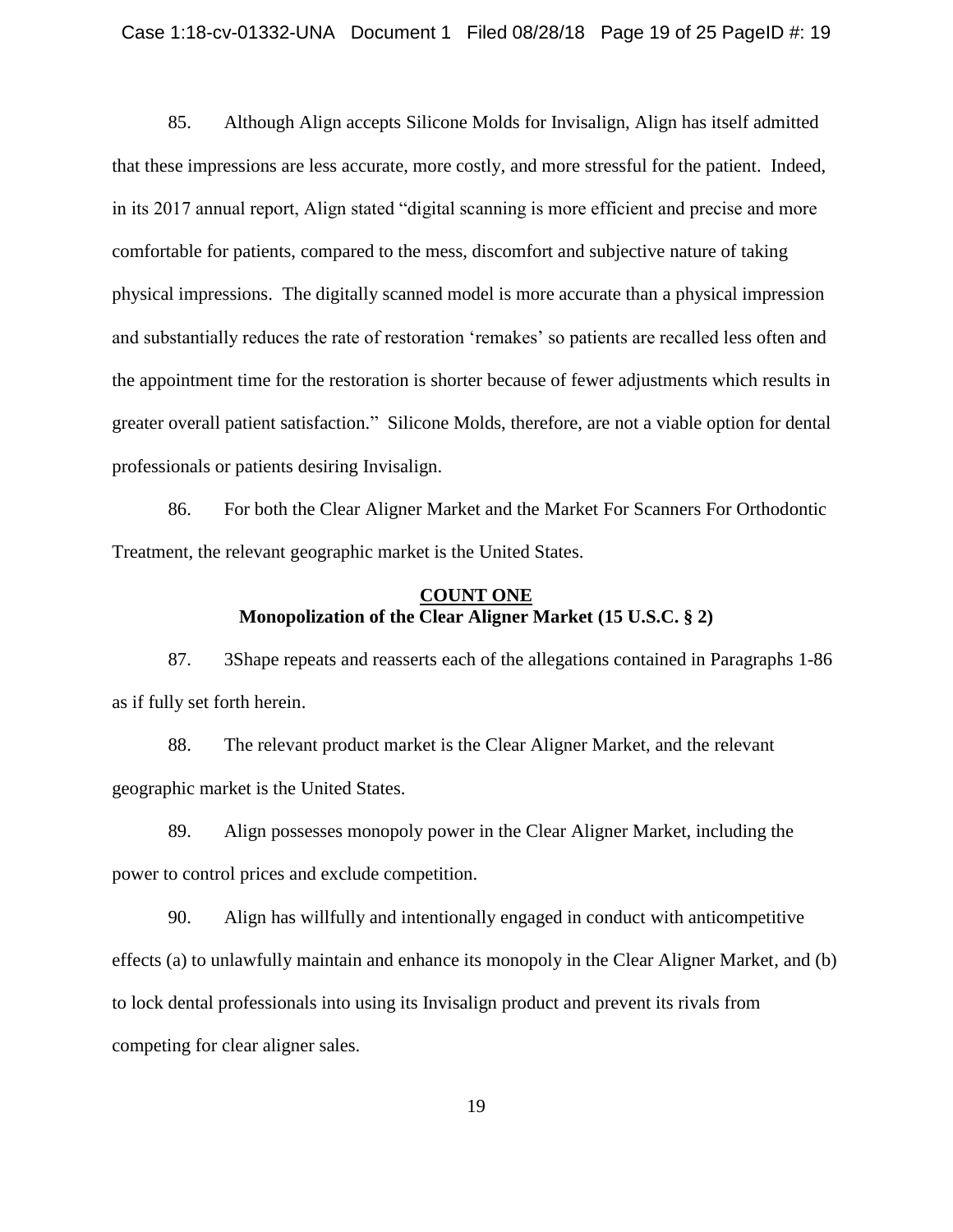85. Although Align accepts Silicone Molds for Invisalign, Align has itself admitted that these impressions are less accurate, more costly, and more stressful for the patient. Indeed, in its 2017 annual report, Align stated "digital scanning is more efficient and precise and more comfortable for patients, compared to the mess, discomfort and subjective nature of taking physical impressions. The digitally scanned model is more accurate than a physical impression and substantially reduces the rate of restoration 'remakes' so patients are recalled less often and the appointment time for the restoration is shorter because of fewer adjustments which results in greater overall patient satisfaction." Silicone Molds, therefore, are not a viable option for dental professionals or patients desiring Invisalign.

86. For both the Clear Aligner Market and the Market For Scanners For Orthodontic Treatment, the relevant geographic market is the United States.

## COUNT ONE
**Monopolization of the Clear Aligner Market (15 U.S.C. § 2)**

87. 3Shape repeats and reasserts each of the allegations contained in Paragraphs 1-86 as if fully set forth herein.

88. The relevant product market is the Clear Aligner Market, and the relevant geographic market is the United States.

89. Align possesses monopoly power in the Clear Aligner Market, including the power to control prices and exclude competition.

90. Align has willfully and intentionally engaged in conduct with anticompetitive effects (a) to unlawfully maintain and enhance its monopoly in the Clear Aligner Market, and (b) to lock dental professionals into using its Invisalign product and prevent its rivals from competing for clear aligner sales.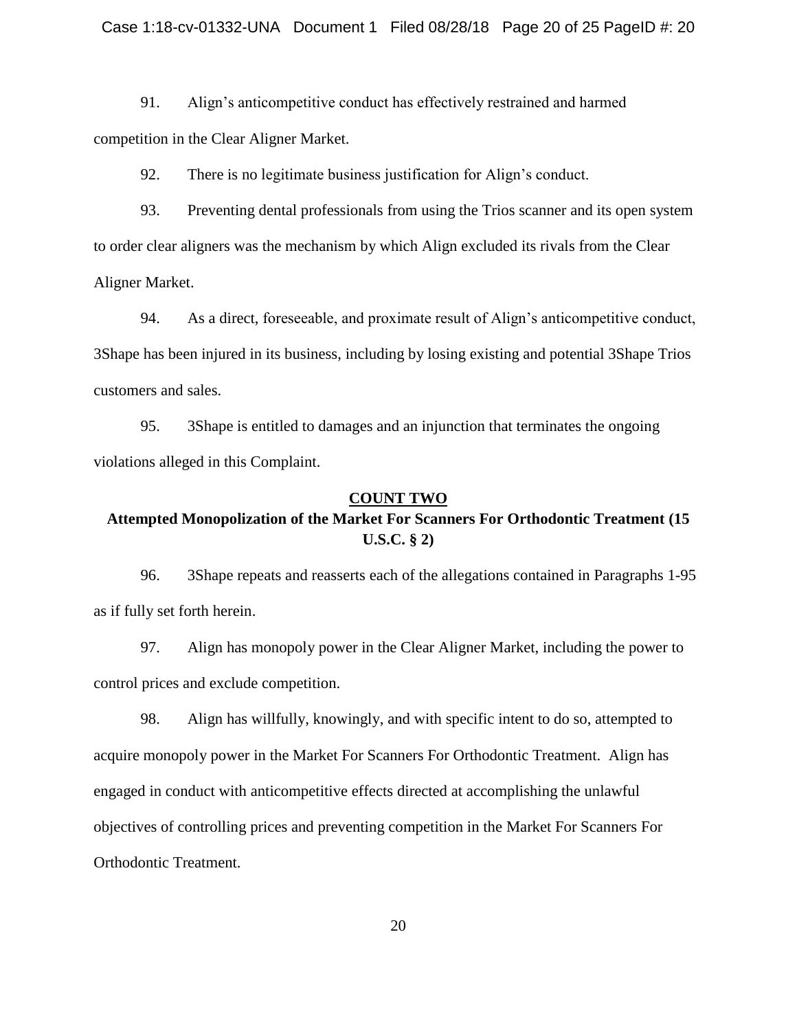91. Align's anticompetitive conduct has effectively restrained and harmed competition in the Clear Aligner Market.

92. There is no legitimate business justification for Align's conduct.

93. Preventing dental professionals from using the Trios scanner and its open system to order clear aligners was the mechanism by which Align excluded its rivals from the Clear Aligner Market.

94. As a direct, foreseeable, and proximate result of Align's anticompetitive conduct, 3Shape has been injured in its business, including by losing existing and potential 3Shape Trios customers and sales.

95. 3Shape is entitled to damages and an injunction that terminates the ongoing violations alleged in this Complaint.

## COUNT TWO

## Attempted Monopolization of the Market For Scanners For Orthodontic Treatment (15 U.S.C. § 2)

96. 3Shape repeats and reasserts each of the allegations contained in Paragraphs 1-95 as if fully set forth herein.

97. Align has monopoly power in the Clear Aligner Market, including the power to control prices and exclude competition.

98. Align has willfully, knowingly, and with specific intent to do so, attempted to acquire monopoly power in the Market For Scanners For Orthodontic Treatment. Align has engaged in conduct with anticompetitive effects directed at accomplishing the unlawful objectives of controlling prices and preventing competition in the Market For Scanners For Orthodontic Treatment.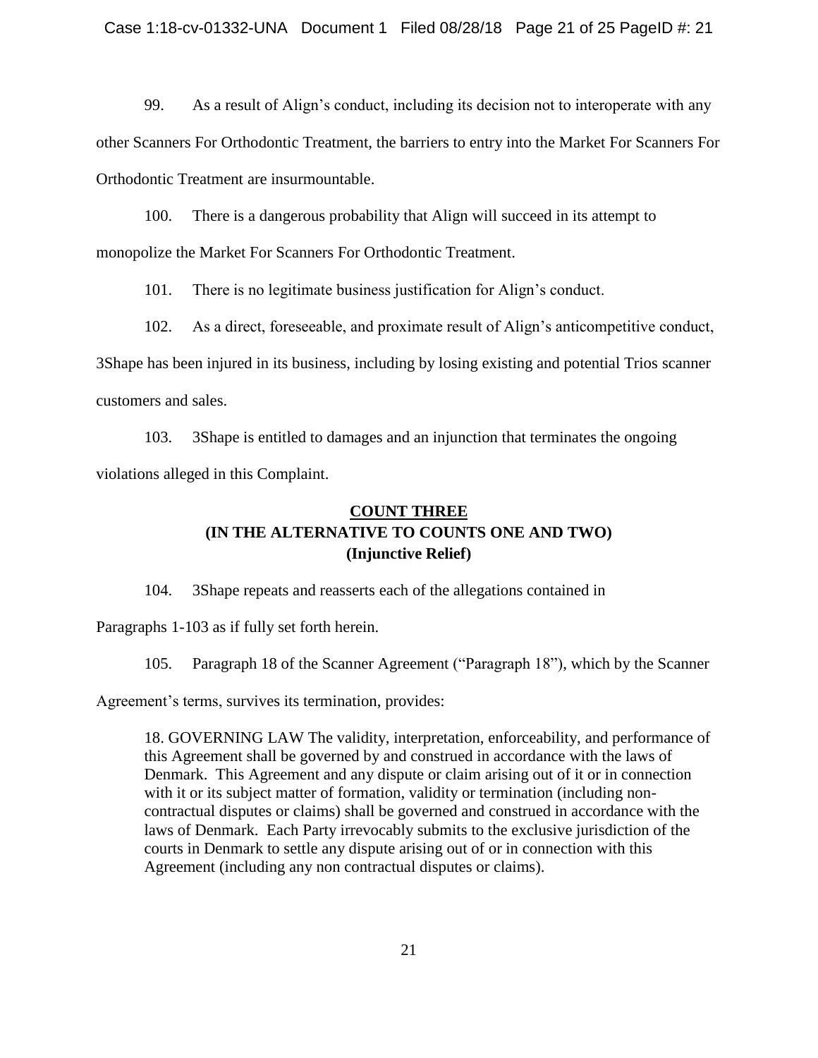99. As a result of Align's conduct, including its decision not to interoperate with any other Scanners For Orthodontic Treatment, the barriers to entry into the Market For Scanners For Orthodontic Treatment are insurmountable.

100. There is a dangerous probability that Align will succeed in its attempt to monopolize the Market For Scanners For Orthodontic Treatment.

101. There is no legitimate business justification for Align's conduct.

102. As a direct, foreseeable, and proximate result of Align's anticompetitive conduct, 3Shape has been injured in its business, including by losing existing and potential Trios scanner customers and sales.

103. 3Shape is entitled to damages and an injunction that terminates the ongoing violations alleged in this Complaint.

## COUNT THREE
## (IN THE ALTERNATIVE TO COUNTS ONE AND TWO)
## (Injunctive Relief)

104. 3Shape repeats and reasserts each of the allegations contained in Paragraphs 1-103 as if fully set forth herein.

105. Paragraph 18 of the Scanner Agreement ("Paragraph 18"), which by the Scanner Agreement's terms, survives its termination, provides:

> 18. GOVERNING LAW The validity, interpretation, enforceability, and performance of this Agreement shall be governed by and construed in accordance with the laws of Denmark. This Agreement and any dispute or claim arising out of it or in connection with it or its subject matter of formation, validity or termination (including non-contractual disputes or claims) shall be governed and construed in accordance with the laws of Denmark. Each Party irrevocably submits to the exclusive jurisdiction of the courts in Denmark to settle any dispute arising out of or in connection with this Agreement (including any non contractual disputes or claims).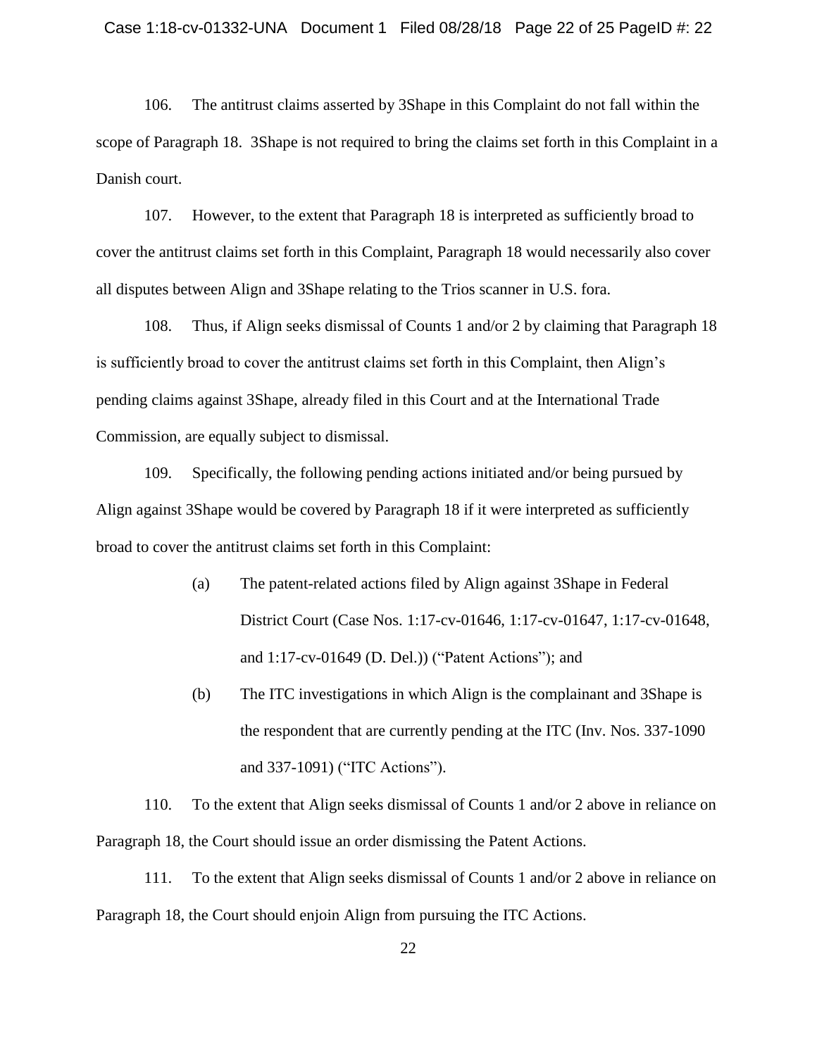106. The antitrust claims asserted by 3Shape in this Complaint do not fall within the scope of Paragraph 18. 3Shape is not required to bring the claims set forth in this Complaint in a Danish court.

107. However, to the extent that Paragraph 18 is interpreted as sufficiently broad to cover the antitrust claims set forth in this Complaint, Paragraph 18 would necessarily also cover all disputes between Align and 3Shape relating to the Trios scanner in U.S. fora.

108. Thus, if Align seeks dismissal of Counts 1 and/or 2 by claiming that Paragraph 18 is sufficiently broad to cover the antitrust claims set forth in this Complaint, then Align's pending claims against 3Shape, already filed in this Court and at the International Trade Commission, are equally subject to dismissal.

109. Specifically, the following pending actions initiated and/or being pursued by Align against 3Shape would be covered by Paragraph 18 if it were interpreted as sufficiently broad to cover the antitrust claims set forth in this Complaint:

(a) The patent-related actions filed by Align against 3Shape in Federal District Court (Case Nos. 1:17-cv-01646, 1:17-cv-01647, 1:17-cv-01648, and 1:17-cv-01649 (D. Del.)) ("Patent Actions"); and

(b) The ITC investigations in which Align is the complainant and 3Shape is the respondent that are currently pending at the ITC (Inv. Nos. 337-1090 and 337-1091) ("ITC Actions").

110. To the extent that Align seeks dismissal of Counts 1 and/or 2 above in reliance on Paragraph 18, the Court should issue an order dismissing the Patent Actions.

111. To the extent that Align seeks dismissal of Counts 1 and/or 2 above in reliance on Paragraph 18, the Court should enjoin Align from pursuing the ITC Actions.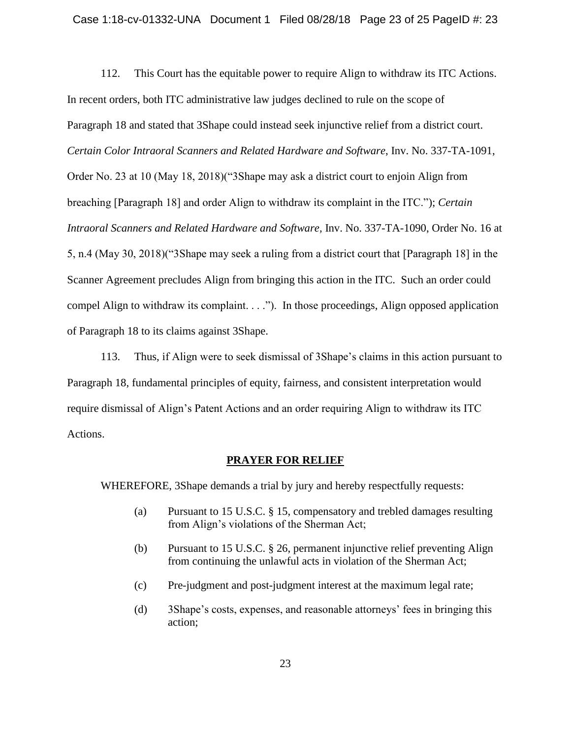112. This Court has the equitable power to require Align to withdraw its ITC Actions. In recent orders, both ITC administrative law judges declined to rule on the scope of Paragraph 18 and stated that 3Shape could instead seek injunctive relief from a district court. *Certain Color Intraoral Scanners and Related Hardware and Software*, Inv. No. 337-TA-1091, Order No. 23 at 10 (May 18, 2018)("3Shape may ask a district court to enjoin Align from breaching [Paragraph 18] and order Align to withdraw its complaint in the ITC."); *Certain Intraoral Scanners and Related Hardware and Software,* Inv. No. 337-TA-1090, Order No. 16 at 5, n.4 (May 30, 2018)("3Shape may seek a ruling from a district court that [Paragraph 18] in the Scanner Agreement precludes Align from bringing this action in the ITC. Such an order could compel Align to withdraw its complaint. . . ."). In those proceedings, Align opposed application of Paragraph 18 to its claims against 3Shape.

113. Thus, if Align were to seek dismissal of 3Shape's claims in this action pursuant to Paragraph 18, fundamental principles of equity, fairness, and consistent interpretation would require dismissal of Align's Patent Actions and an order requiring Align to withdraw its ITC Actions.

## PRAYER FOR RELIEF

WHEREFORE, 3Shape demands a trial by jury and hereby respectfully requests:

(a) Pursuant to 15 U.S.C. § 15, compensatory and trebled damages resulting from Align's violations of the Sherman Act;

(b) Pursuant to 15 U.S.C. § 26, permanent injunctive relief preventing Align from continuing the unlawful acts in violation of the Sherman Act;

(c) Pre-judgment and post-judgment interest at the maximum legal rate;

(d) 3Shape's costs, expenses, and reasonable attorneys' fees in bringing this action;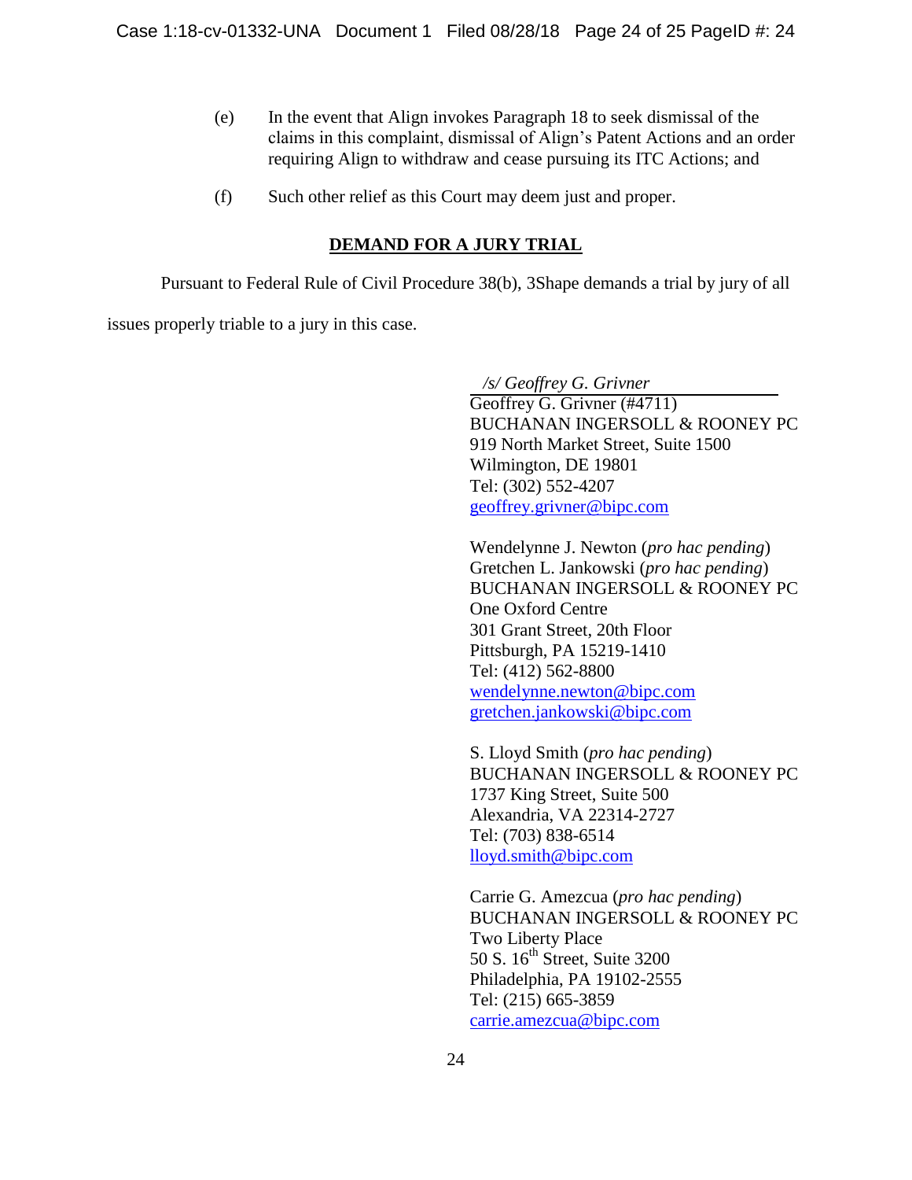(e) In the event that Align invokes Paragraph 18 to seek dismissal of the claims in this complaint, dismissal of Align's Patent Actions and an order requiring Align to withdraw and cease pursuing its ITC Actions; and

(f) Such other relief as this Court may deem just and proper.

## DEMAND FOR A JURY TRIAL

Pursuant to Federal Rule of Civil Procedure 38(b), 3Shape demands a trial by jury of all issues properly triable to a jury in this case.

*/s/ Geoffrey G. Grivner*
Geoffrey G. Grivner (#4711)
BUCHANAN INGERSOLL & ROONEY PC
919 North Market Street, Suite 1500
Wilmington, DE 19801
Tel: (302) 552-4207
geoffrey.grivner@bipc.com

Wendelynne J. Newton (*pro hac pending*)
Gretchen L. Jankowski (*pro hac pending*)
BUCHANAN INGERSOLL & ROONEY PC
One Oxford Centre
301 Grant Street, 20th Floor
Pittsburgh, PA 15219-1410
Tel: (412) 562-8800
wendelynne.newton@bipc.com
gretchen.jankowski@bipc.com

S. Lloyd Smith (*pro hac pending*)
BUCHANAN INGERSOLL & ROONEY PC
1737 King Street, Suite 500
Alexandria, VA 22314-2727
Tel: (703) 838-6514
lloyd.smith@bipc.com

Carrie G. Amezcua (*pro hac pending*)
BUCHANAN INGERSOLL & ROONEY PC
Two Liberty Place
50 S. 16th Street, Suite 3200
Philadelphia, PA 19102-2555
Tel: (215) 665-3859
carrie.amezcua@bipc.com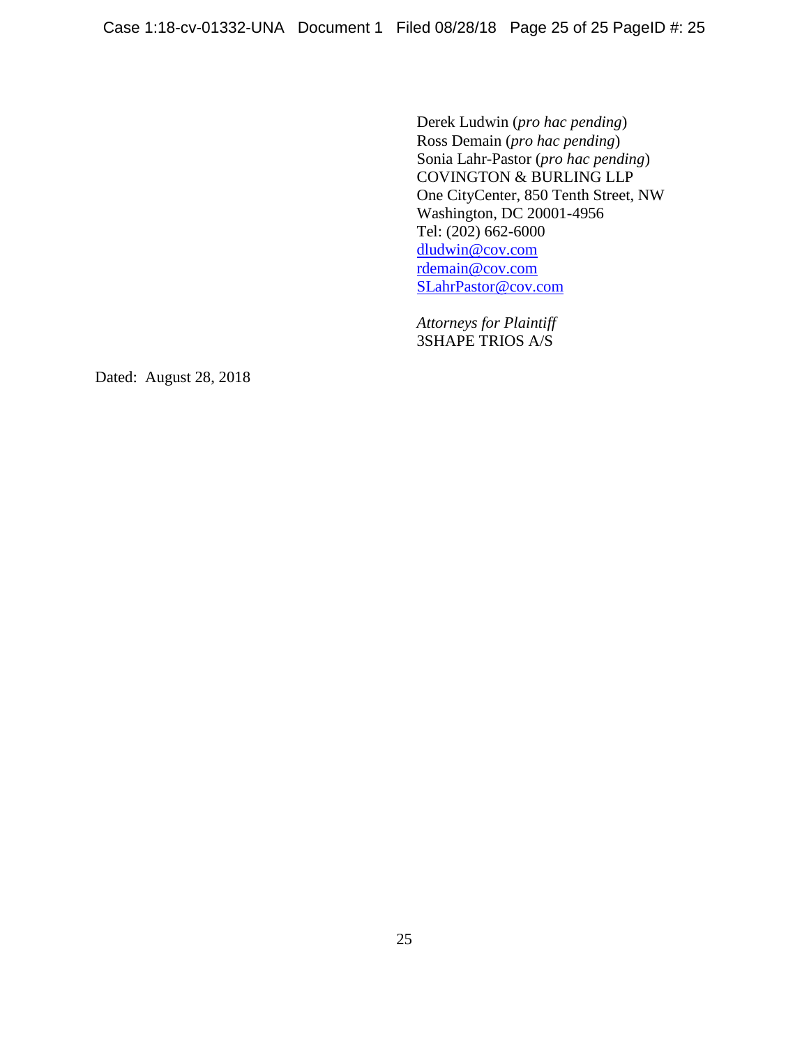Derek Ludwin (*pro hac pending*)
Ross Demain (*pro hac pending*)
Sonia Lahr-Pastor (*pro hac pending*)
COVINGTON & BURLING LLP
One CityCenter, 850 Tenth Street, NW
Washington, DC 20001-4956
Tel: (202) 662-6000
dludwin@cov.com
rdemain@cov.com
SLahrPastor@cov.com

*Attorneys for Plaintiff*
3SHAPE TRIOS A/S

Dated: August 28, 2018